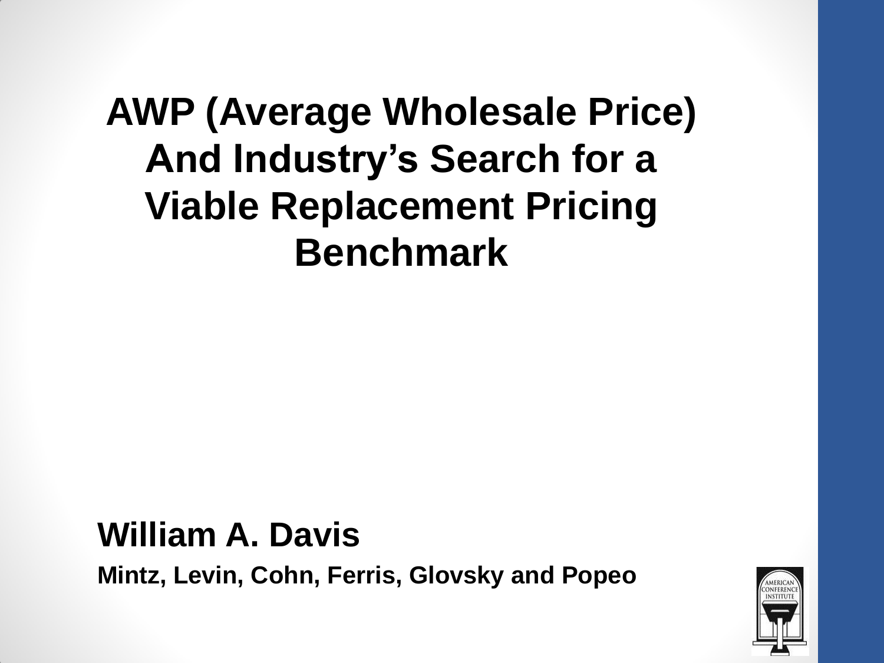# AWP (Average Wholesale Price) And Industry's Search for a Viable Replacement Pricing Benchmark

**William A. Davis**

**Mintz, Levin, Cohn, Ferris, Glovsky and Popeo**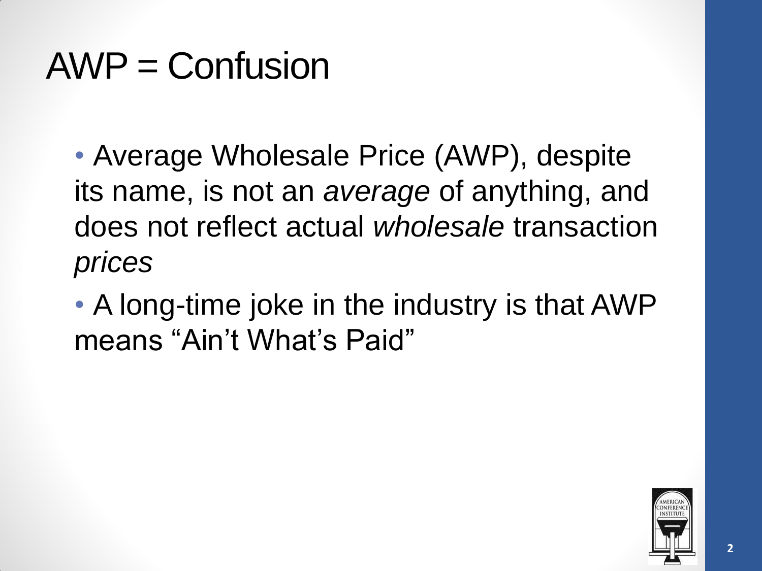# AWP = Confusion

- Average Wholesale Price (AWP), despite its name, is not an *average* of anything, and does not reflect actual *wholesale* transaction *prices*
- A long-time joke in the industry is that AWP means “Ain’t What’s Paid”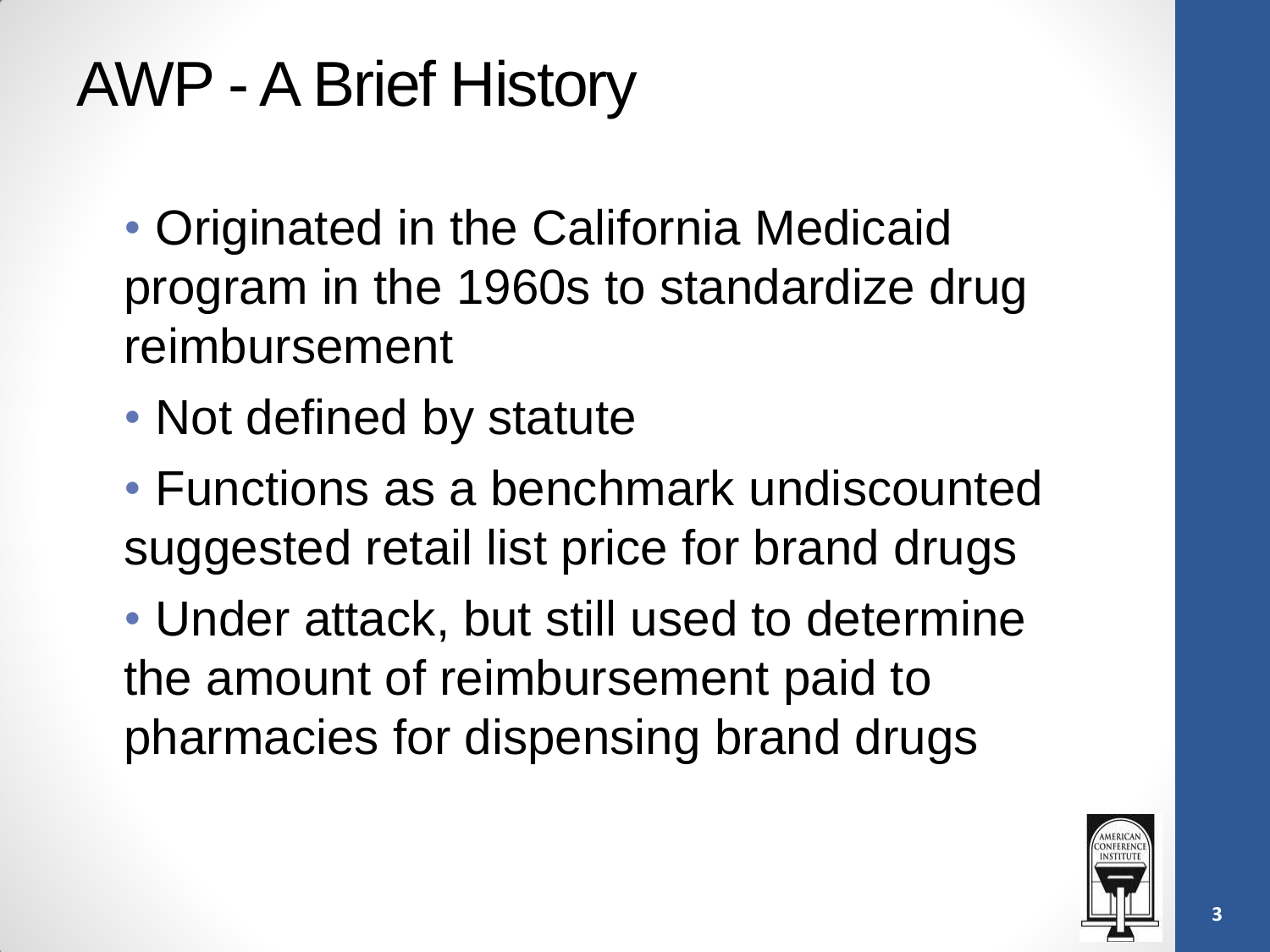# AWP - A Brief History

- Originated in the California Medicaid program in the 1960s to standardize drug reimbursement
- Not defined by statute
- Functions as a benchmark undiscounted suggested retail list price for brand drugs
- Under attack, but still used to determine the amount of reimbursement paid to pharmacies for dispensing brand drugs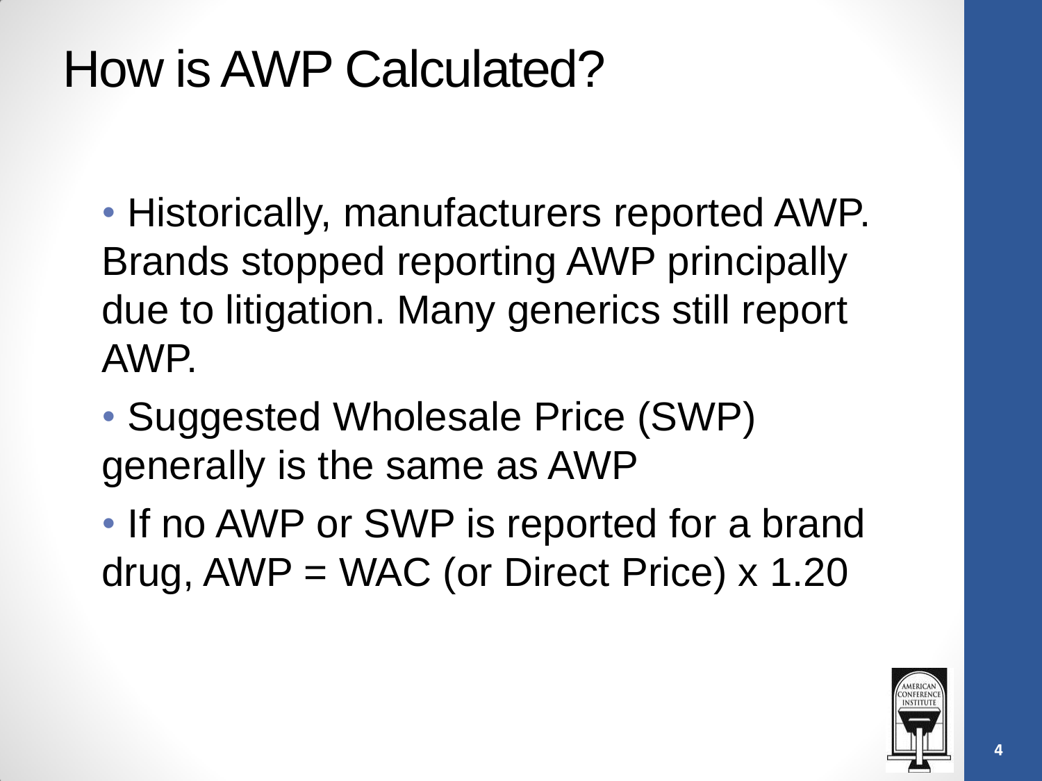# How is AWP Calculated?

- Historically, manufacturers reported AWP. Brands stopped reporting AWP principally due to litigation. Many generics still report AWP.
- Suggested Wholesale Price (SWP) generally is the same as AWP
- If no AWP or SWP is reported for a brand drug, AWP = WAC (or Direct Price) x 1.20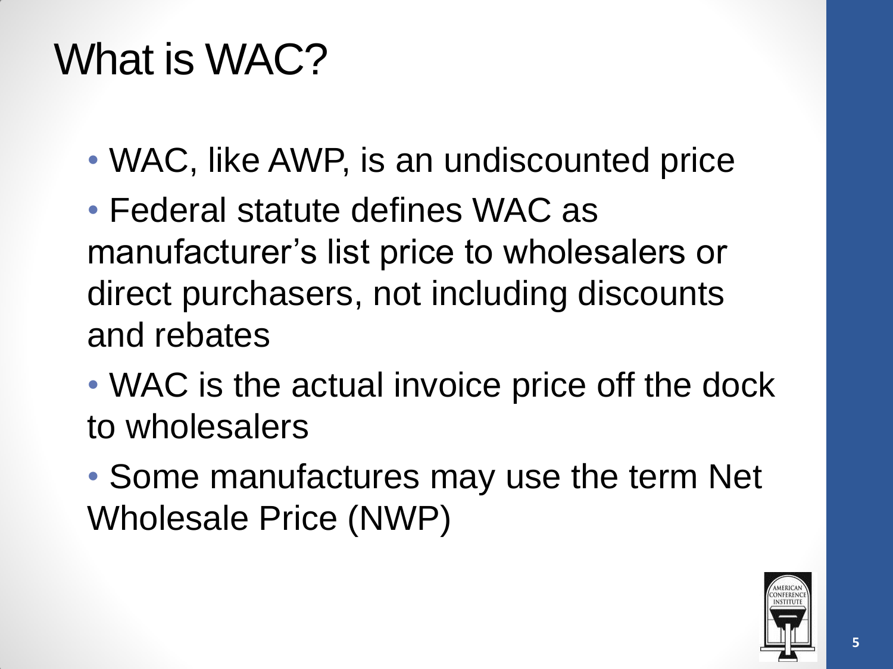# What is WAC?

- WAC, like AWP, is an undiscounted price
- Federal statute defines WAC as manufacturer's list price to wholesalers or direct purchasers, not including discounts and rebates
- WAC is the actual invoice price off the dock to wholesalers
- Some manufactures may use the term Net Wholesale Price (NWP)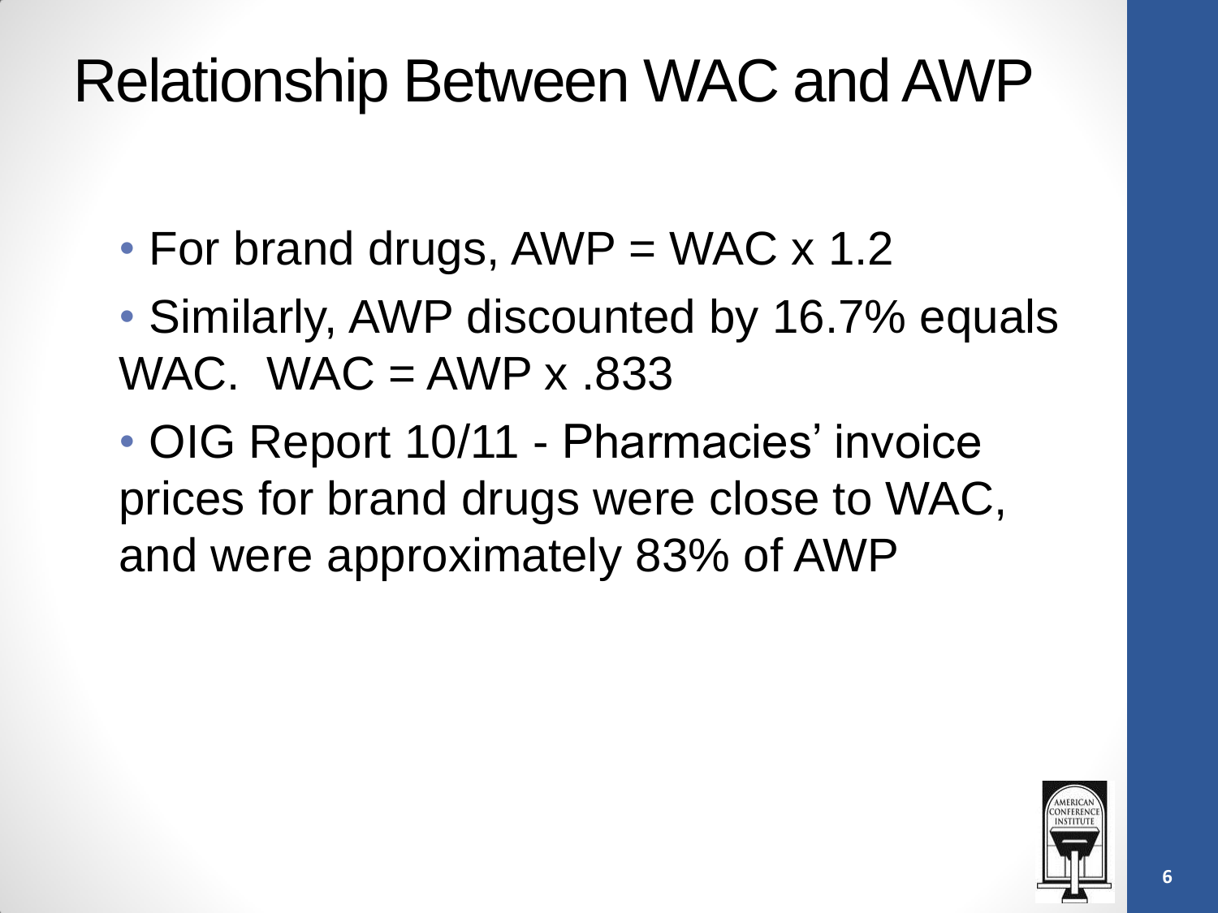# Relationship Between WAC and AWP

- For brand drugs, AWP = WAC x 1.2
- Similarly, AWP discounted by 16.7% equals WAC. WAC = AWP x .833
- OIG Report 10/11 - Pharmacies' invoice prices for brand drugs were close to WAC, and were approximately 83% of AWP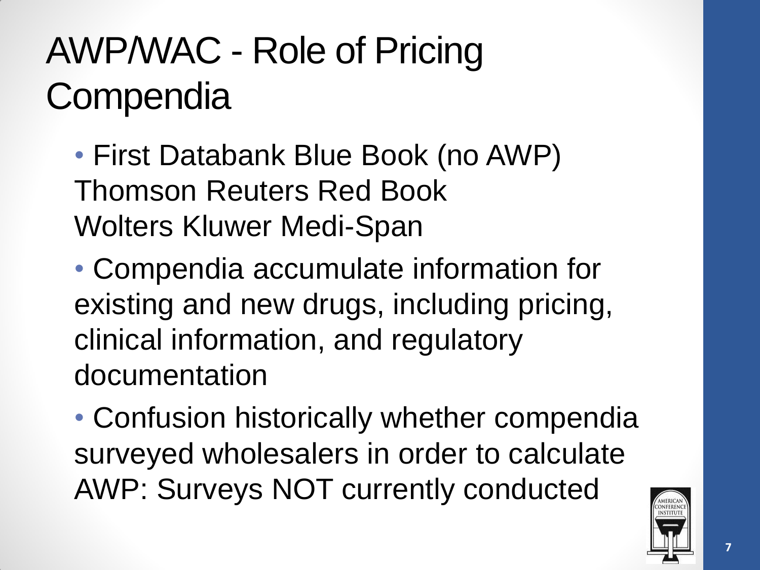# AWP/WAC - Role of Pricing Compendia

- First Databank Blue Book (no AWP)
  Thomson Reuters Red Book
  Wolters Kluwer Medi-Span
- Compendia accumulate information for existing and new drugs, including pricing, clinical information, and regulatory documentation
- Confusion historically whether compendia surveyed wholesalers in order to calculate AWP: Surveys NOT currently conducted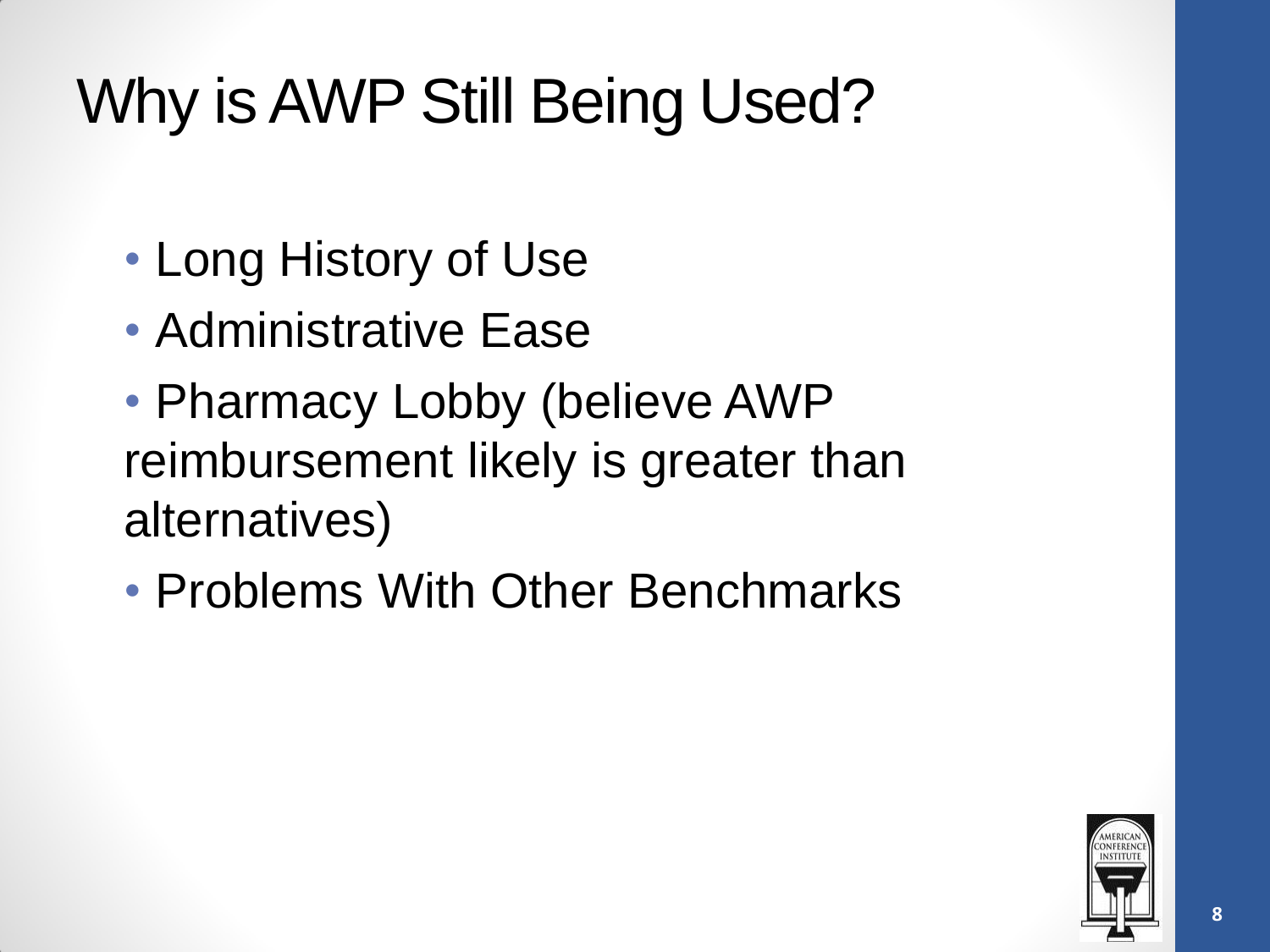# Why is AWP Still Being Used?

- Long History of Use
- Administrative Ease
- Pharmacy Lobby (believe AWP reimbursement likely is greater than alternatives)
- Problems With Other Benchmarks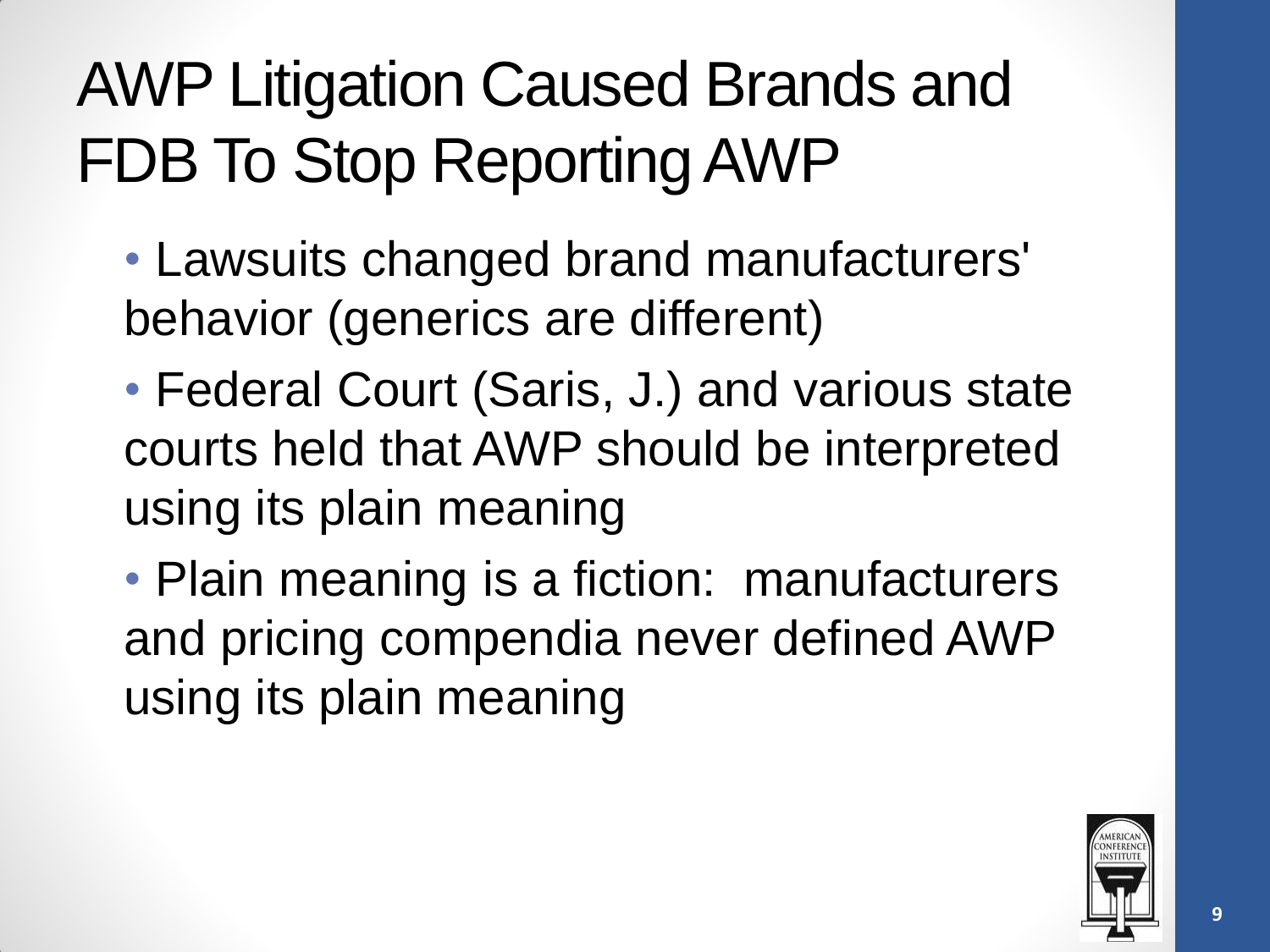# AWP Litigation Caused Brands and FDB To Stop Reporting AWP

- Lawsuits changed brand manufacturers' behavior (generics are different)
- Federal Court (Saris, J.) and various state courts held that AWP should be interpreted using its plain meaning
- Plain meaning is a fiction: manufacturers and pricing compendia never defined AWP using its plain meaning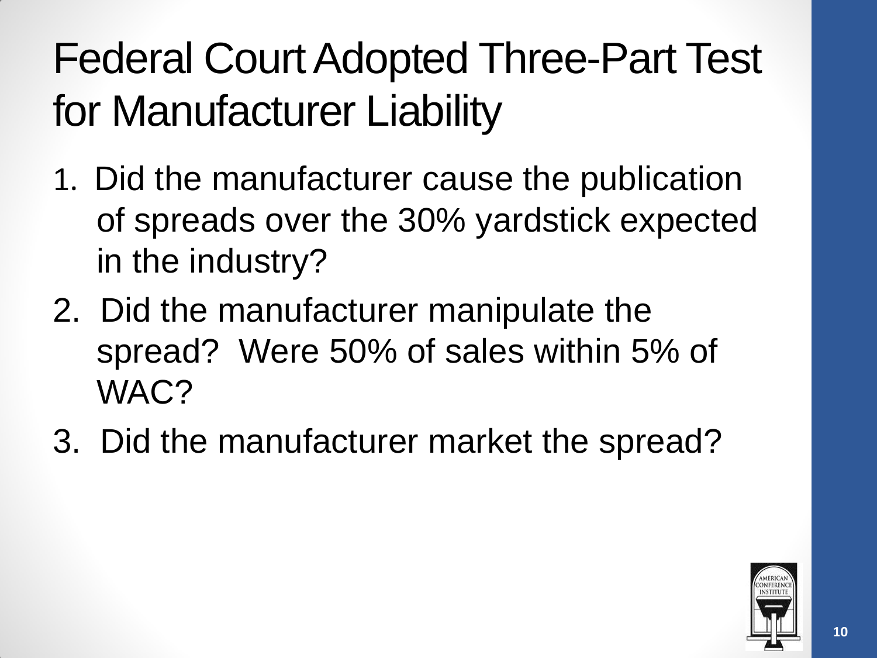# Federal Court Adopted Three-Part Test for Manufacturer Liability

1. Did the manufacturer cause the publication of spreads over the 30% yardstick expected in the industry?
2. Did the manufacturer manipulate the spread? Were 50% of sales within 5% of WAC?
3. Did the manufacturer market the spread?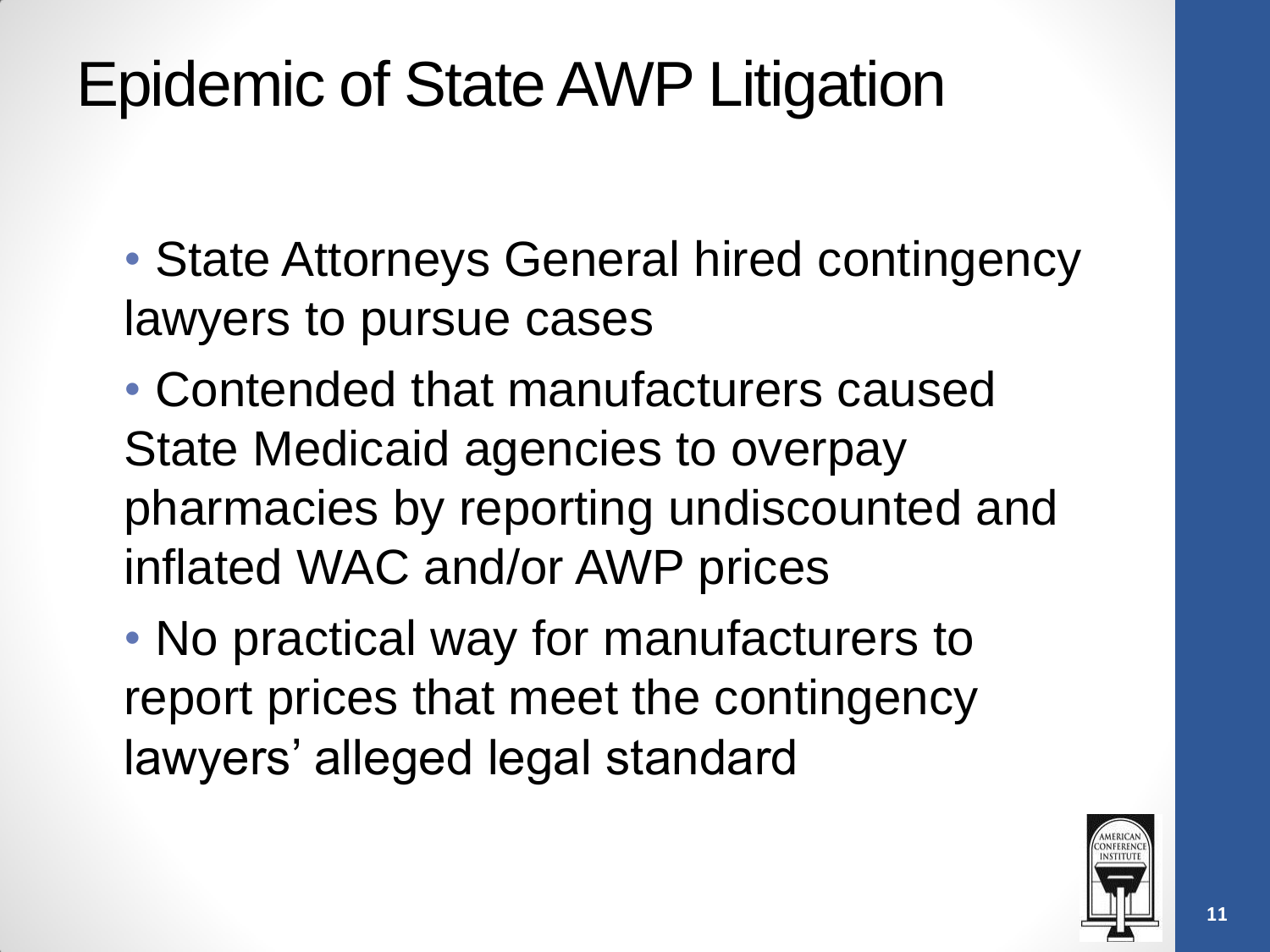# Epidemic of State AWP Litigation

- State Attorneys General hired contingency lawyers to pursue cases
- Contended that manufacturers caused State Medicaid agencies to overpay pharmacies by reporting undiscounted and inflated WAC and/or AWP prices
- No practical way for manufacturers to report prices that meet the contingency lawyers' alleged legal standard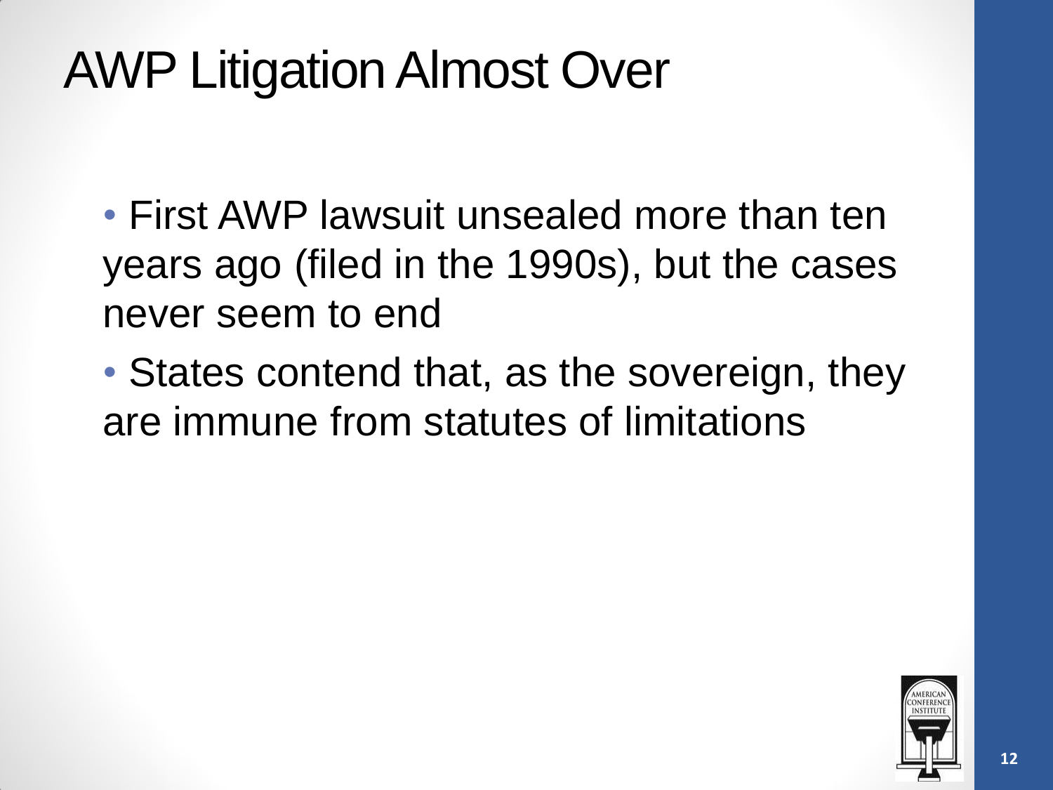# AWP Litigation Almost Over

- First AWP lawsuit unsealed more than ten years ago (filed in the 1990s), but the cases never seem to end
- States contend that, as the sovereign, they are immune from statutes of limitations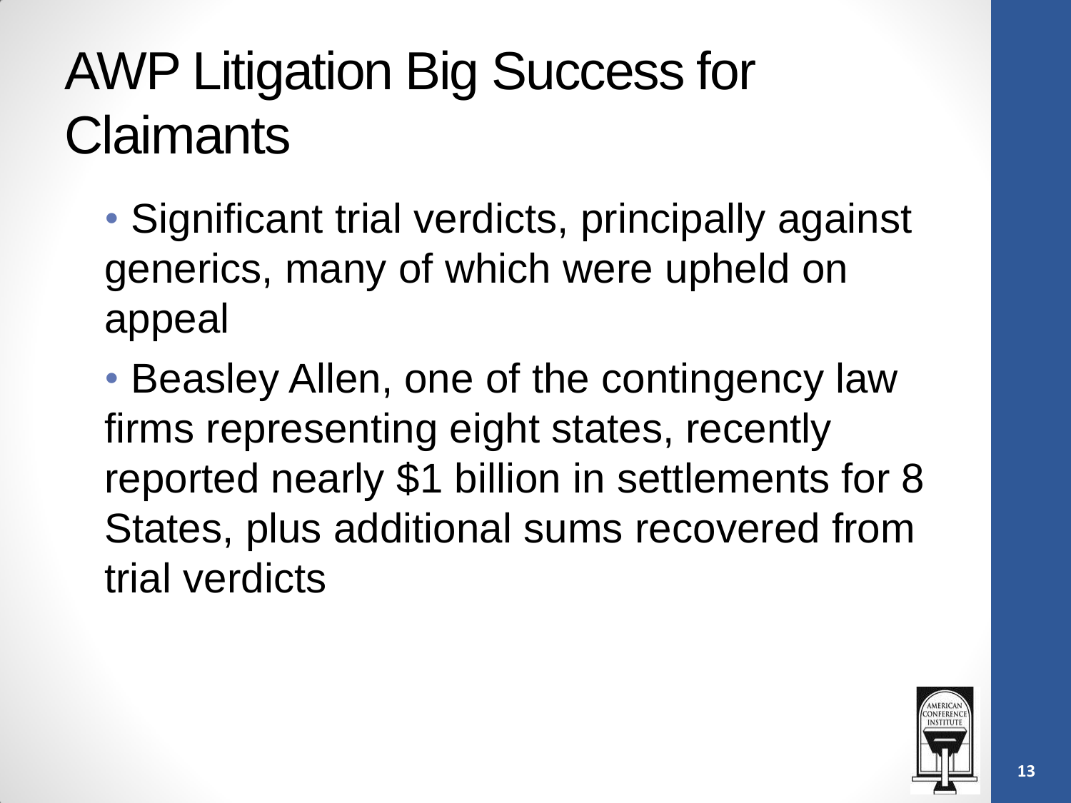# AWP Litigation Big Success for Claimants

- Significant trial verdicts, principally against generics, many of which were upheld on appeal
- Beasley Allen, one of the contingency law firms representing eight states, recently reported nearly $1 billion in settlements for 8 States, plus additional sums recovered from trial verdicts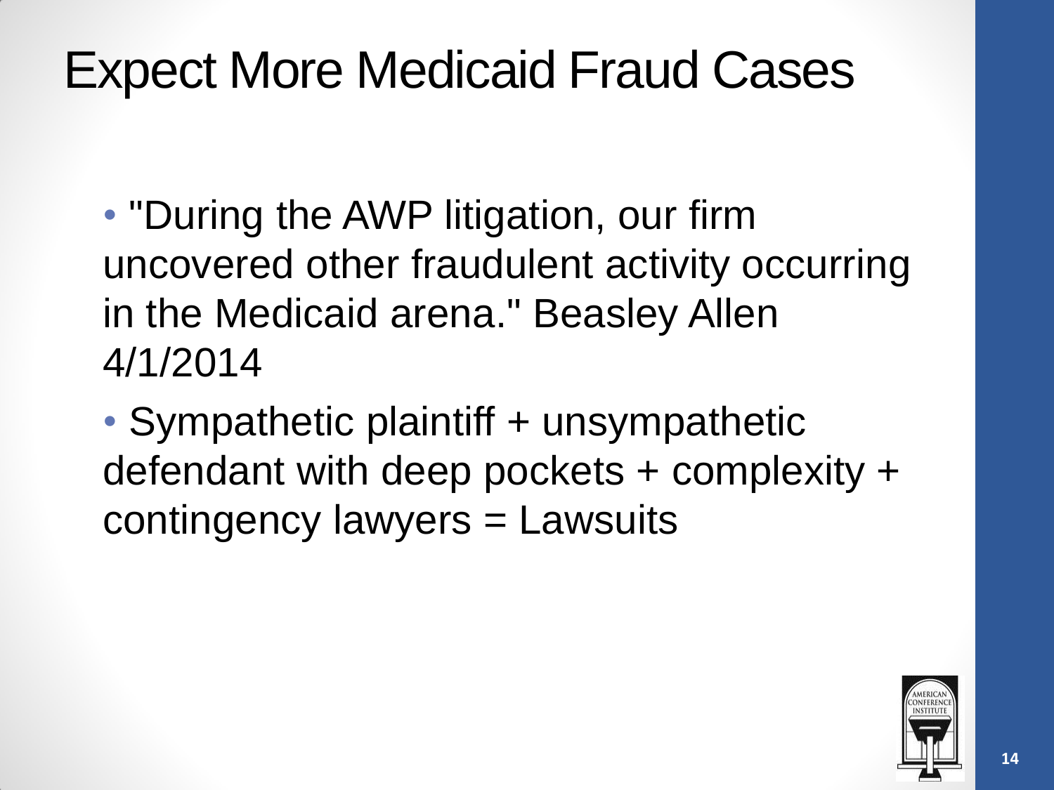# Expect More Medicaid Fraud Cases

- "During the AWP litigation, our firm uncovered other fraudulent activity occurring in the Medicaid arena." Beasley Allen 4/1/2014
- Sympathetic plaintiff + unsympathetic defendant with deep pockets + complexity + contingency lawyers = Lawsuits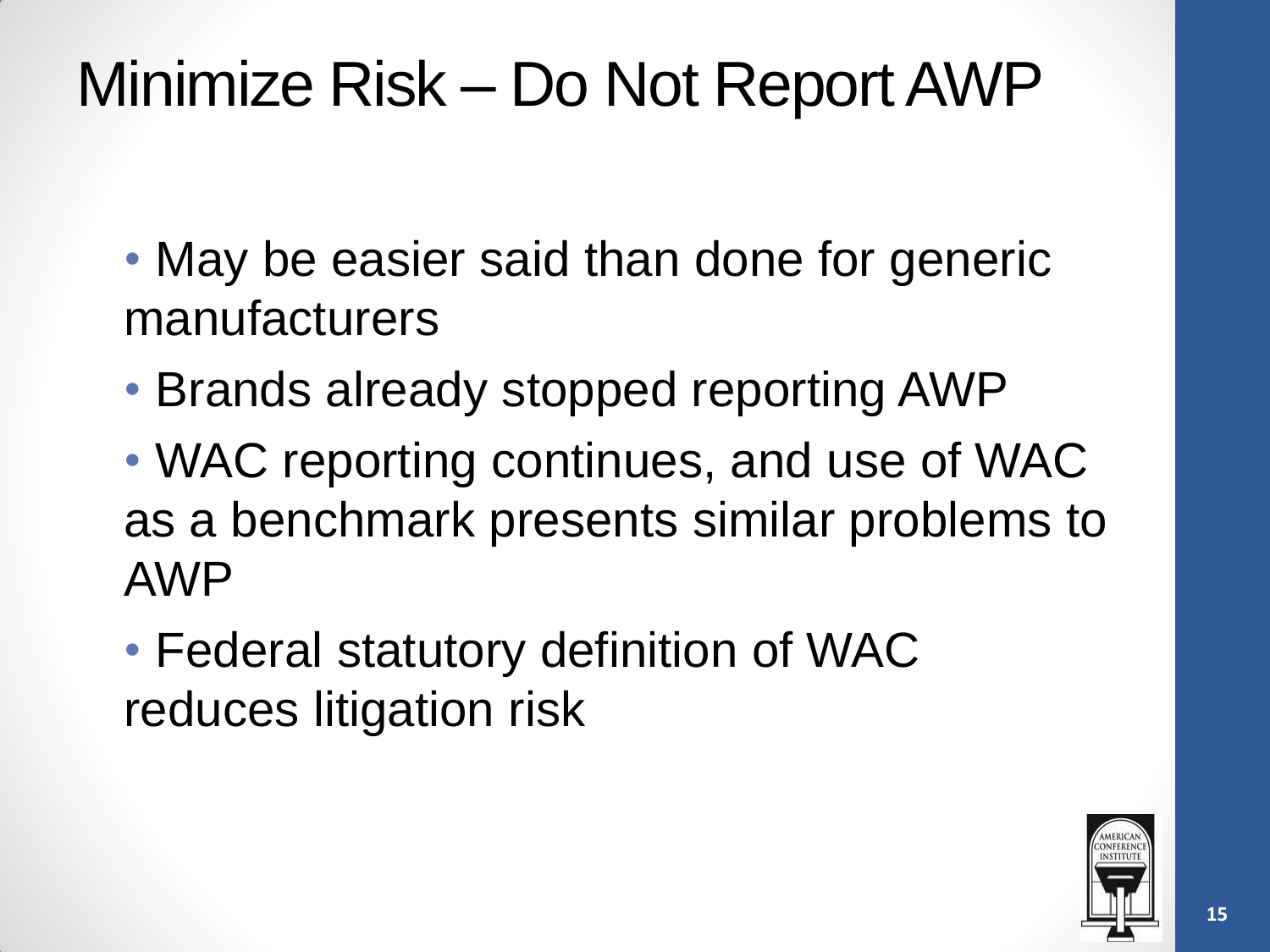# Minimize Risk – Do Not Report AWP

- May be easier said than done for generic manufacturers
- Brands already stopped reporting AWP
- WAC reporting continues, and use of WAC as a benchmark presents similar problems to AWP
- Federal statutory definition of WAC reduces litigation risk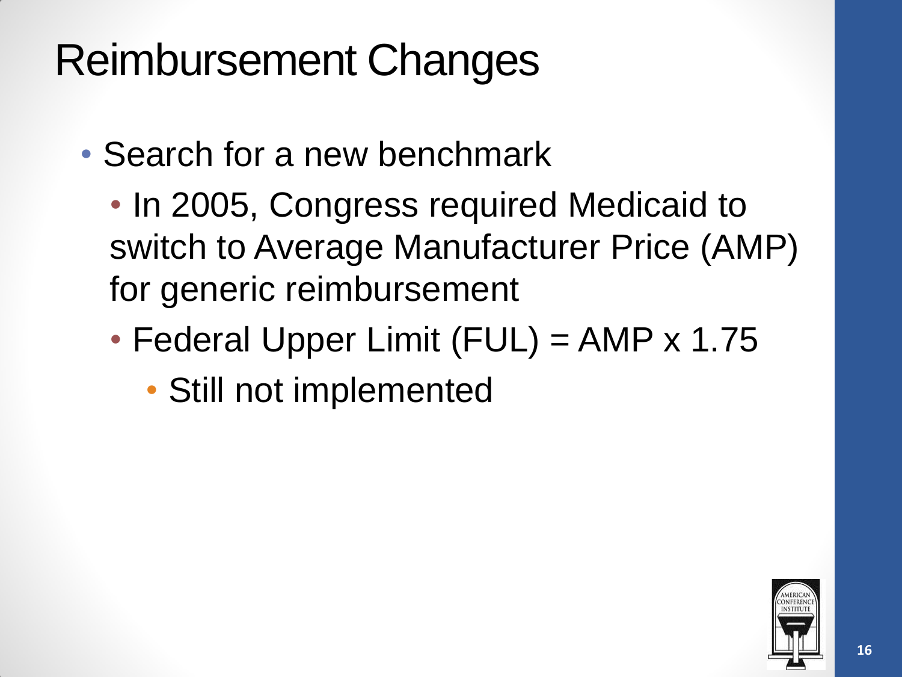# Reimbursement Changes

- Search for a new benchmark
  - In 2005, Congress required Medicaid to switch to Average Manufacturer Price (AMP) for generic reimbursement
  - Federal Upper Limit (FUL) = AMP x 1.75
    - Still not implemented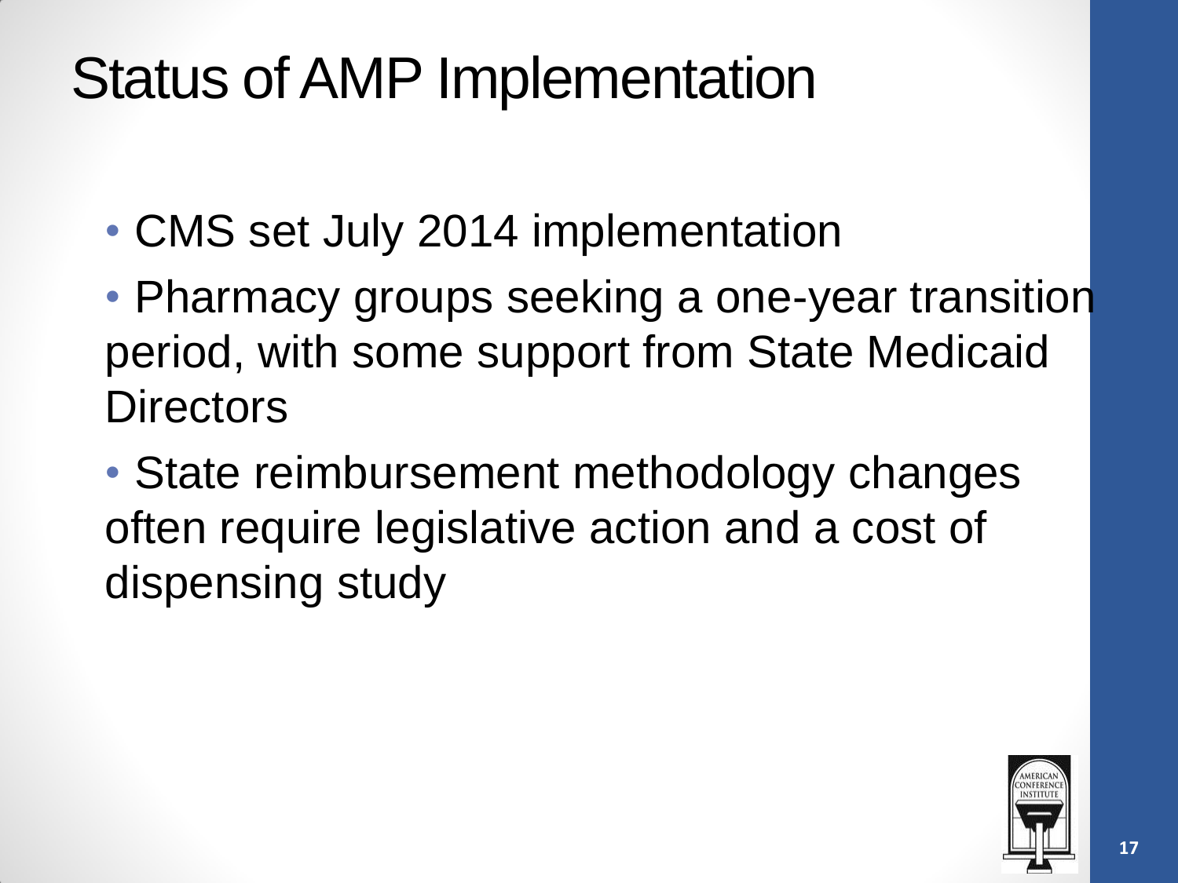# Status of AMP Implementation

- CMS set July 2014 implementation
- Pharmacy groups seeking a one-year transition period, with some support from State Medicaid Directors
- State reimbursement methodology changes often require legislative action and a cost of dispensing study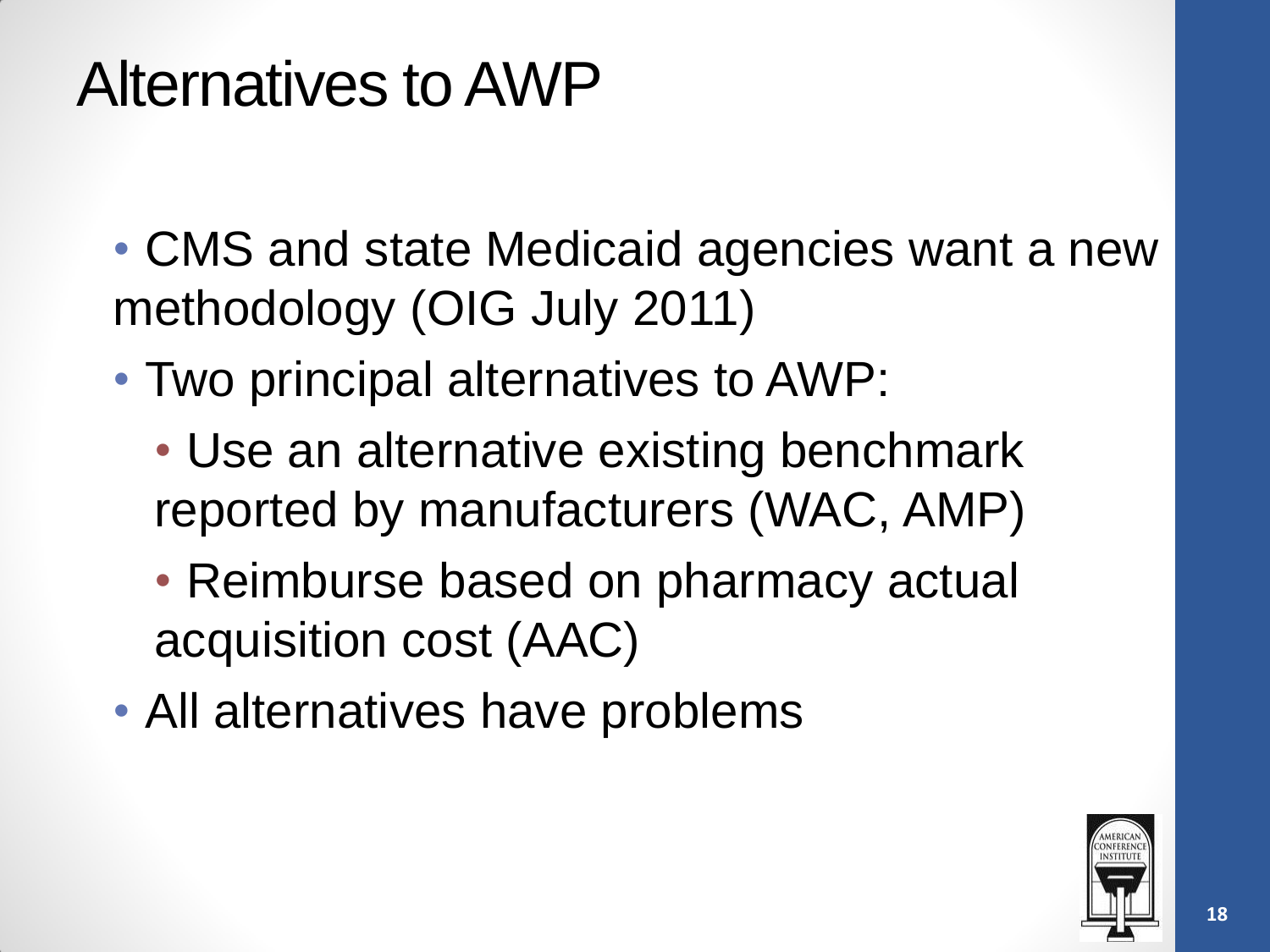# Alternatives to AWP

- CMS and state Medicaid agencies want a new methodology (OIG July 2011)
- Two principal alternatives to AWP:
  - Use an alternative existing benchmark reported by manufacturers (WAC, AMP)
  - Reimburse based on pharmacy actual acquisition cost (AAC)
- All alternatives have problems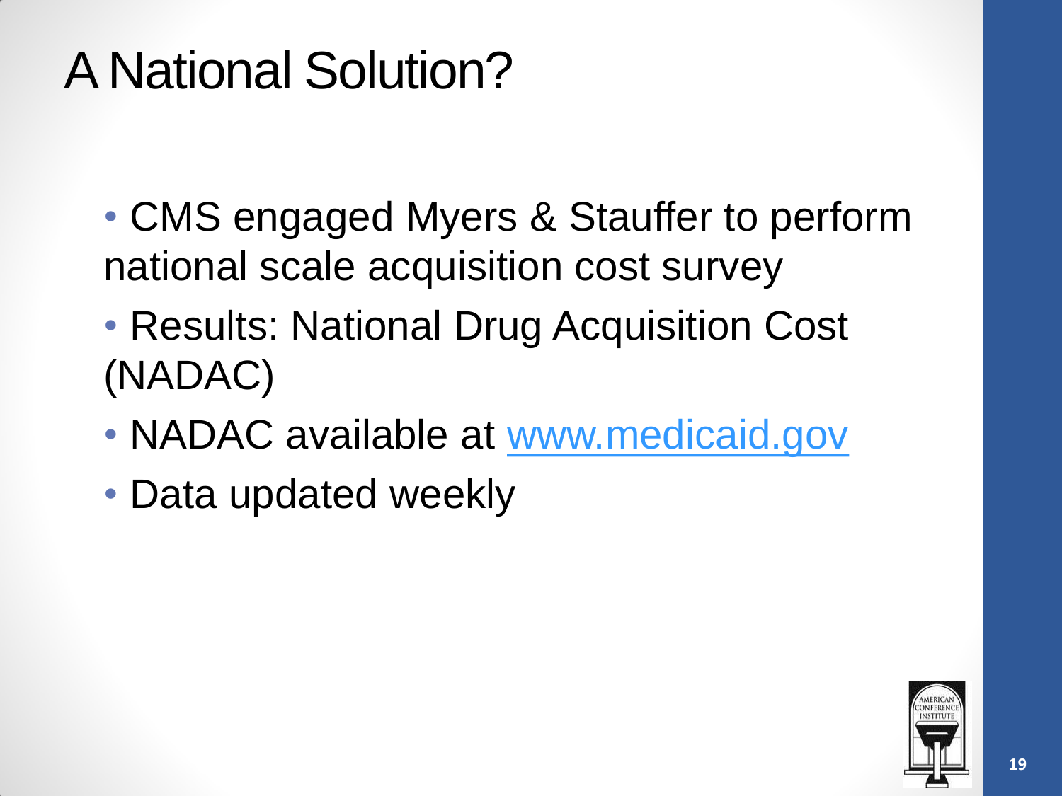# A National Solution?

- CMS engaged Myers & Stauffer to perform national scale acquisition cost survey
- Results: National Drug Acquisition Cost (NADAC)
- NADAC available at [www.medicaid.gov](http://www.medicaid.gov)
- Data updated weekly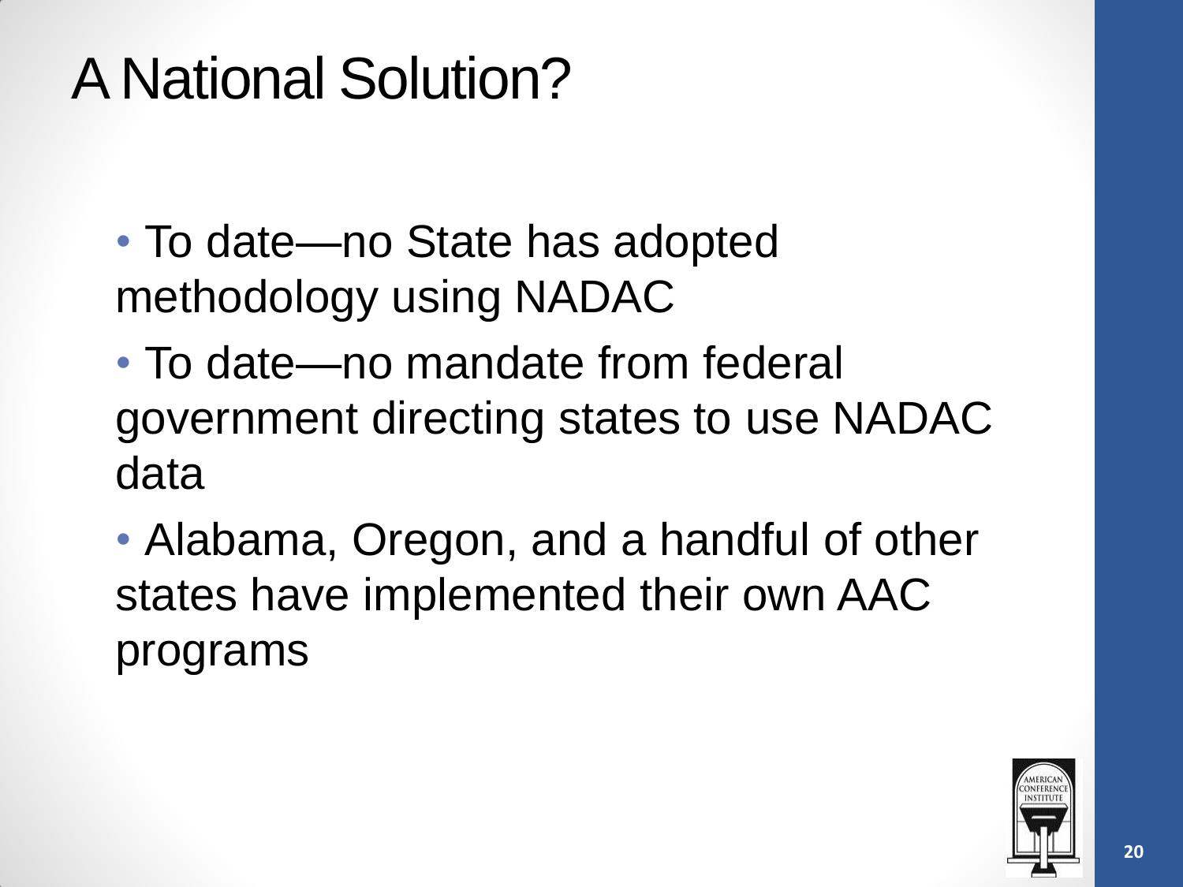# A National Solution?

- To date—no State has adopted methodology using NADAC
- To date—no mandate from federal government directing states to use NADAC data
- Alabama, Oregon, and a handful of other states have implemented their own AAC programs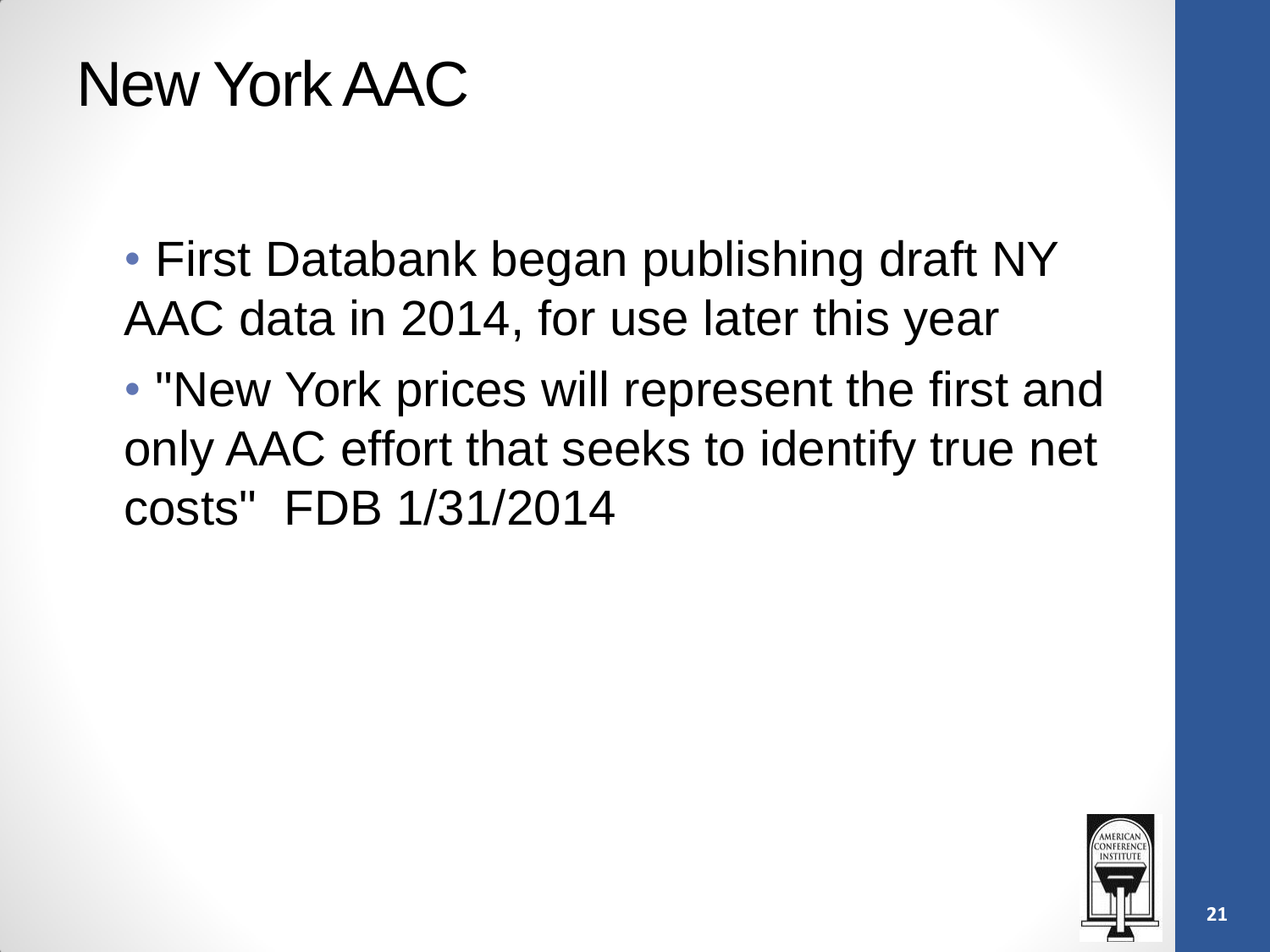# New York AAC

- First Databank began publishing draft NY AAC data in 2014, for use later this year
- "New York prices will represent the first and only AAC effort that seeks to identify true net costs" FDB 1/31/2014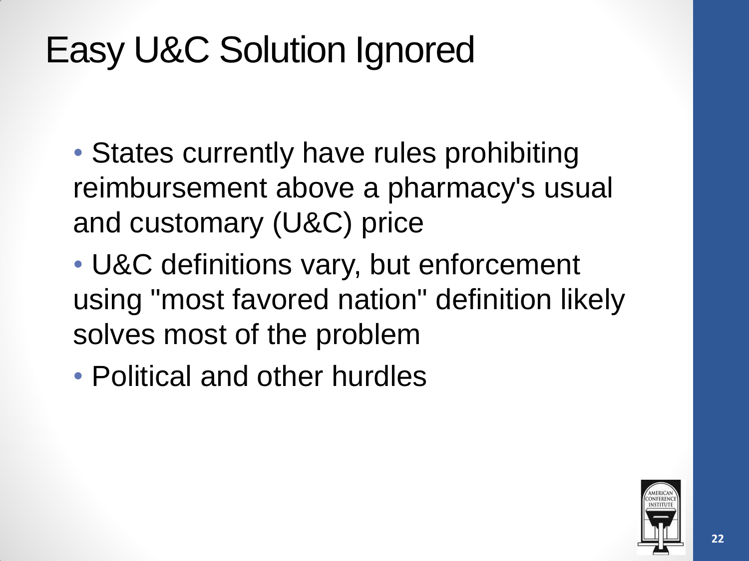# Easy U&C Solution Ignored

- States currently have rules prohibiting reimbursement above a pharmacy's usual and customary (U&C) price
- U&C definitions vary, but enforcement using "most favored nation" definition likely solves most of the problem
- Political and other hurdles